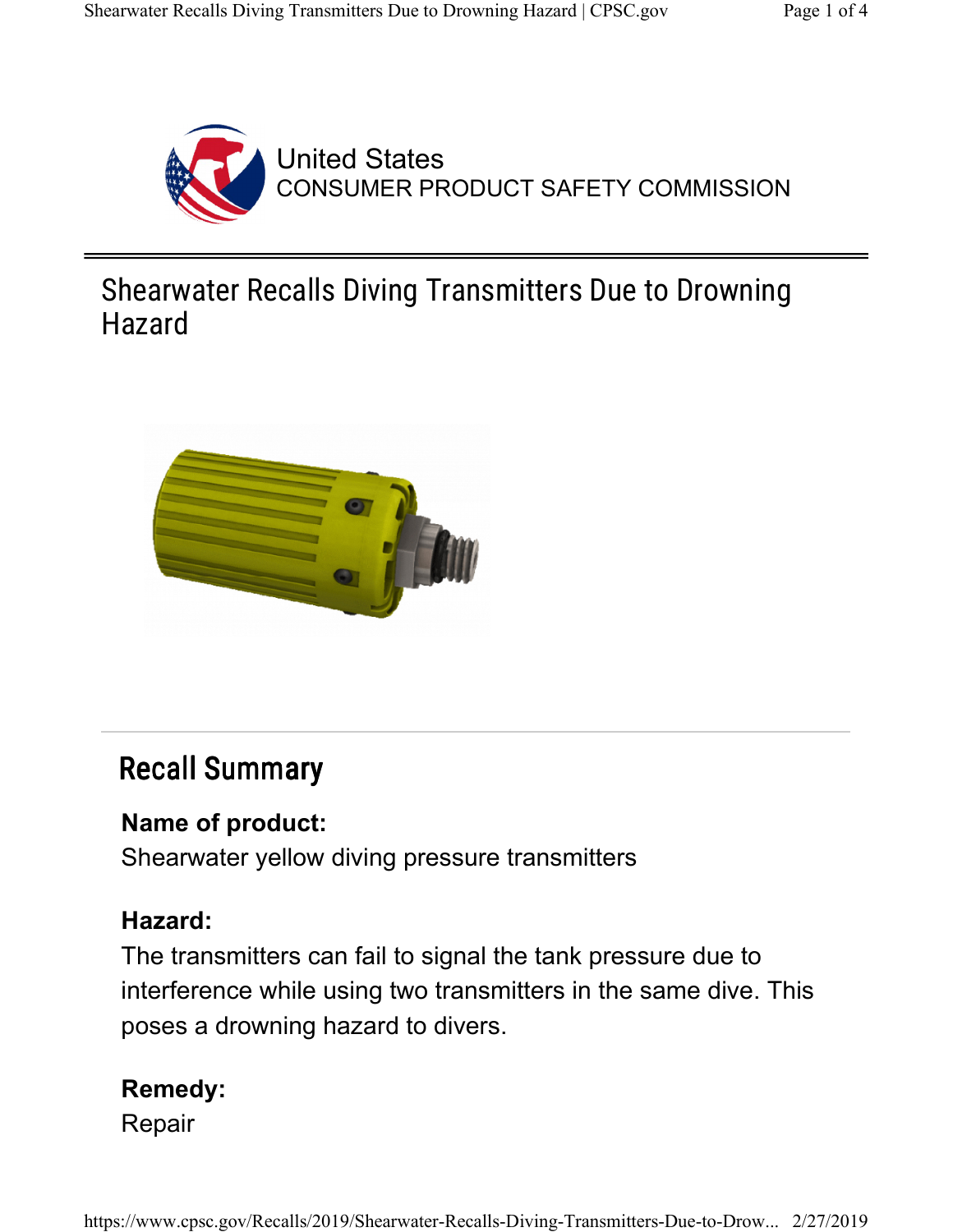United States
CONSUMER PRODUCT SAFETY COMMISSION

# Shearwater Recalls Diving Transmitters Due to Drowning Hazard

## Recall Summary

**Name of product:**
Shearwater yellow diving pressure transmitters

**Hazard:**
The transmitters can fail to signal the tank pressure due to interference while using two transmitters in the same dive. This poses a drowning hazard to divers.

**Remedy:**
Repair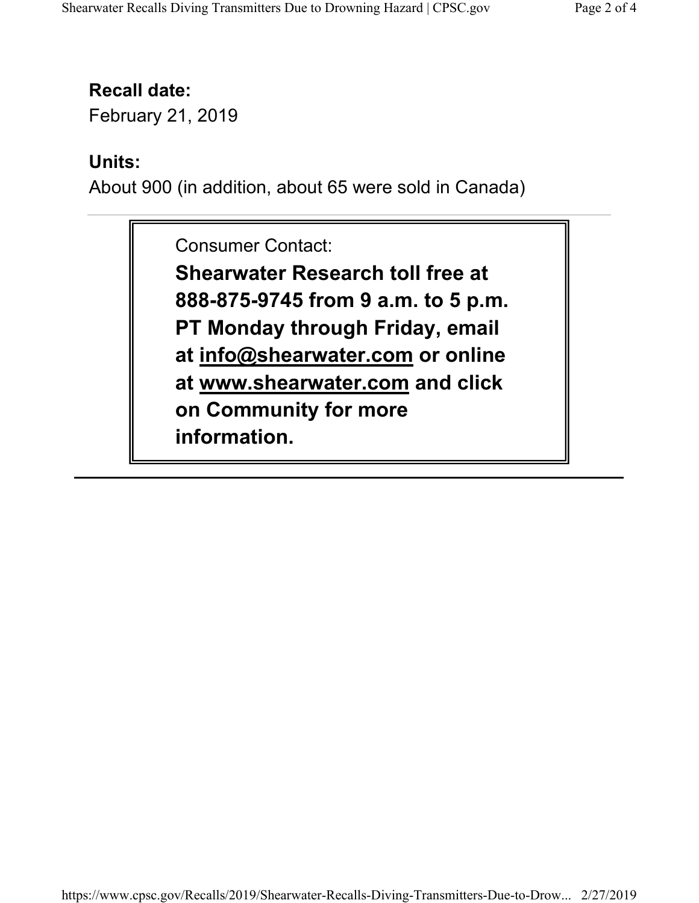**Recall date:**

February 21, 2019

**Units:**

About 900 (in addition, about 65 were sold in Canada)

---

Consumer Contact:

**Shearwater Research toll free at 888-875-9745 from 9 a.m. to 5 p.m. PT Monday through Friday, email at info@shearwater.com or online at www.shearwater.com and click on Community for more information.**

---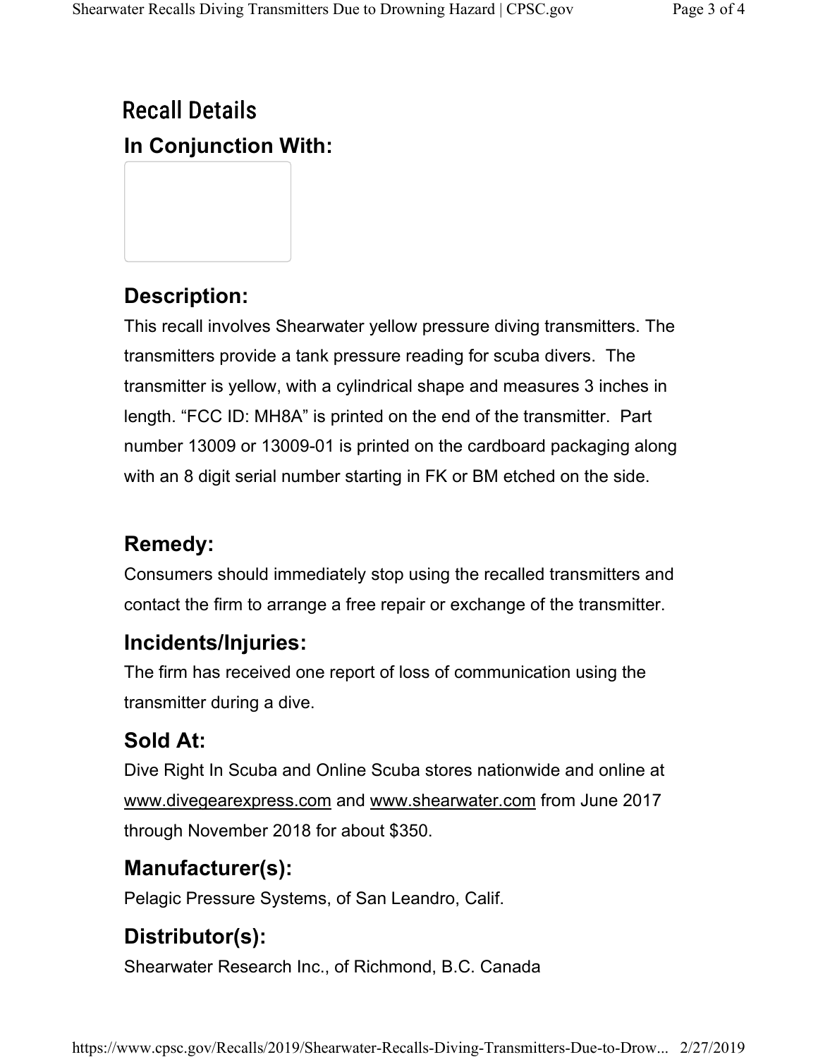## Recall Details

### In Conjunction With:

### Description:

This recall involves Shearwater yellow pressure diving transmitters. The transmitters provide a tank pressure reading for scuba divers. The transmitter is yellow, with a cylindrical shape and measures 3 inches in length. “FCC ID: MH8A” is printed on the end of the transmitter. Part number 13009 or 13009-01 is printed on the cardboard packaging along with an 8 digit serial number starting in FK or BM etched on the side.

### Remedy:

Consumers should immediately stop using the recalled transmitters and contact the firm to arrange a free repair or exchange of the transmitter.

### Incidents/Injuries:

The firm has received one report of loss of communication using the transmitter during a dive.

### Sold At:

Dive Right In Scuba and Online Scuba stores nationwide and online at www.divegearexpress.com and www.shearwater.com from June 2017 through November 2018 for about $350.

### Manufacturer(s):

Pelagic Pressure Systems, of San Leandro, Calif.

### Distributor(s):

Shearwater Research Inc., of Richmond, B.C. Canada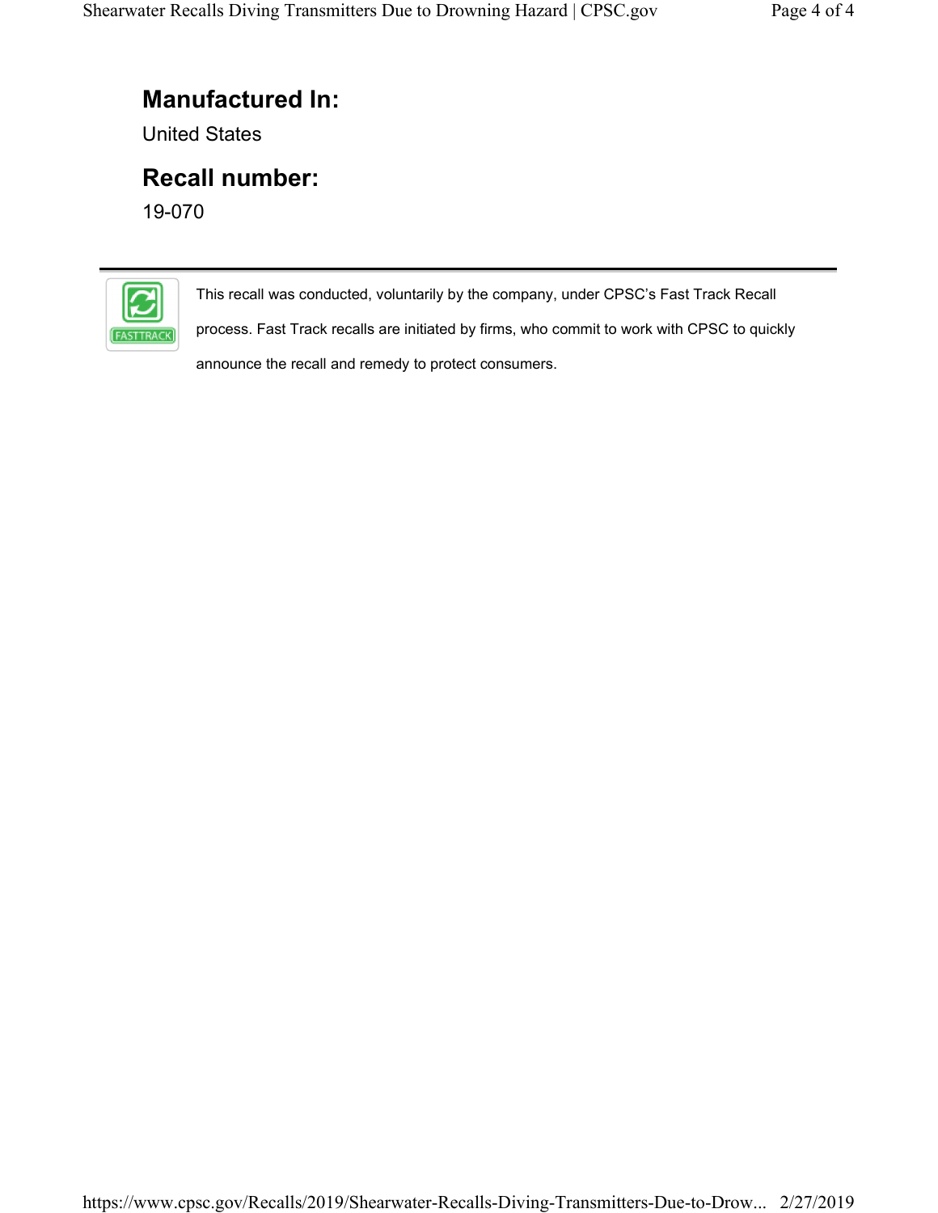## Manufactured In:

United States

## Recall number:

19-070

---

This recall was conducted, voluntarily by the company, under CPSC's Fast Track Recall process. Fast Track recalls are initiated by firms, who commit to work with CPSC to quickly announce the recall and remedy to protect consumers.